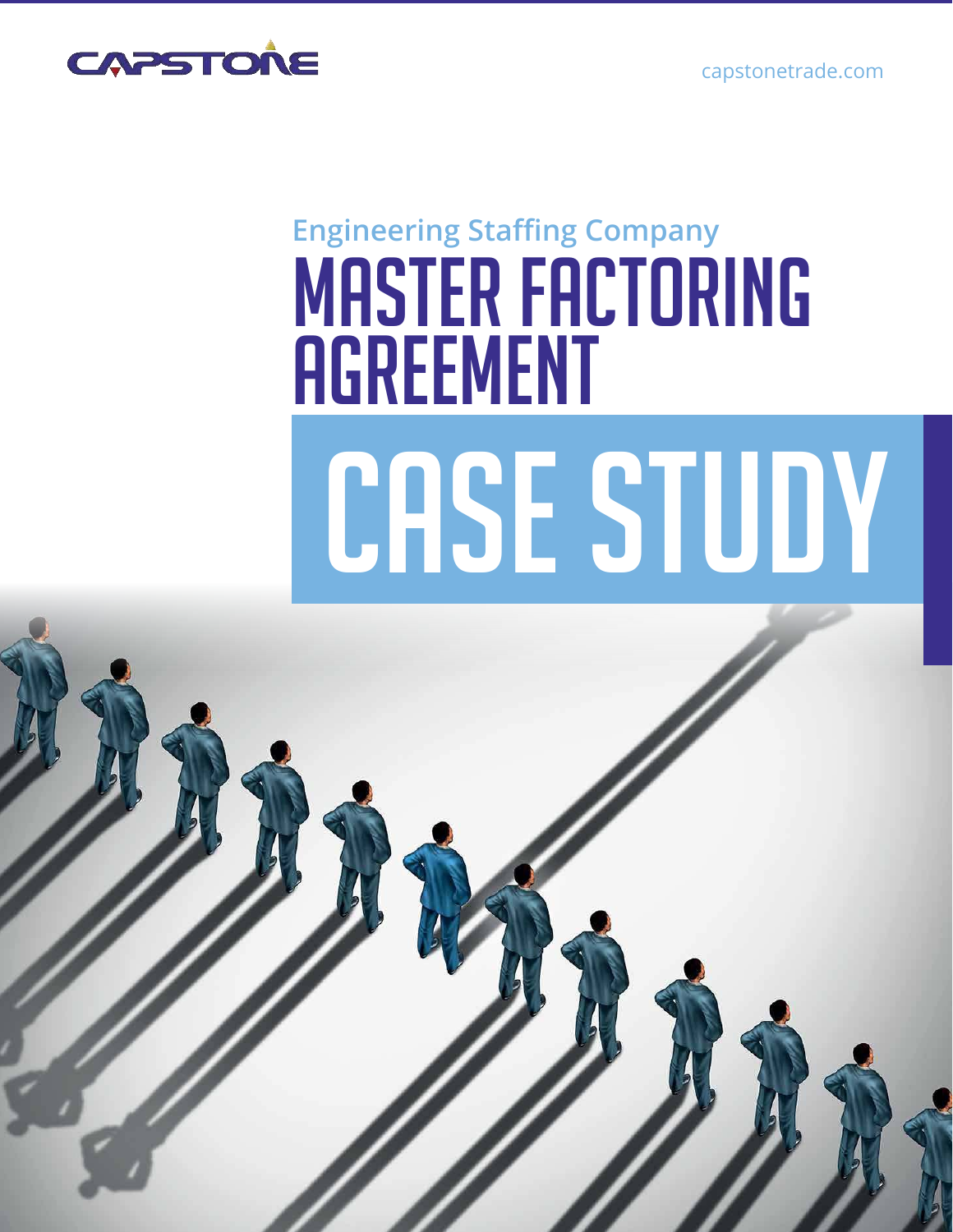CAPSTONE

capstonetrade.com

## Engineering Staffing Company

# MASTER FACTORING AGREEMENT

# CASE STUDY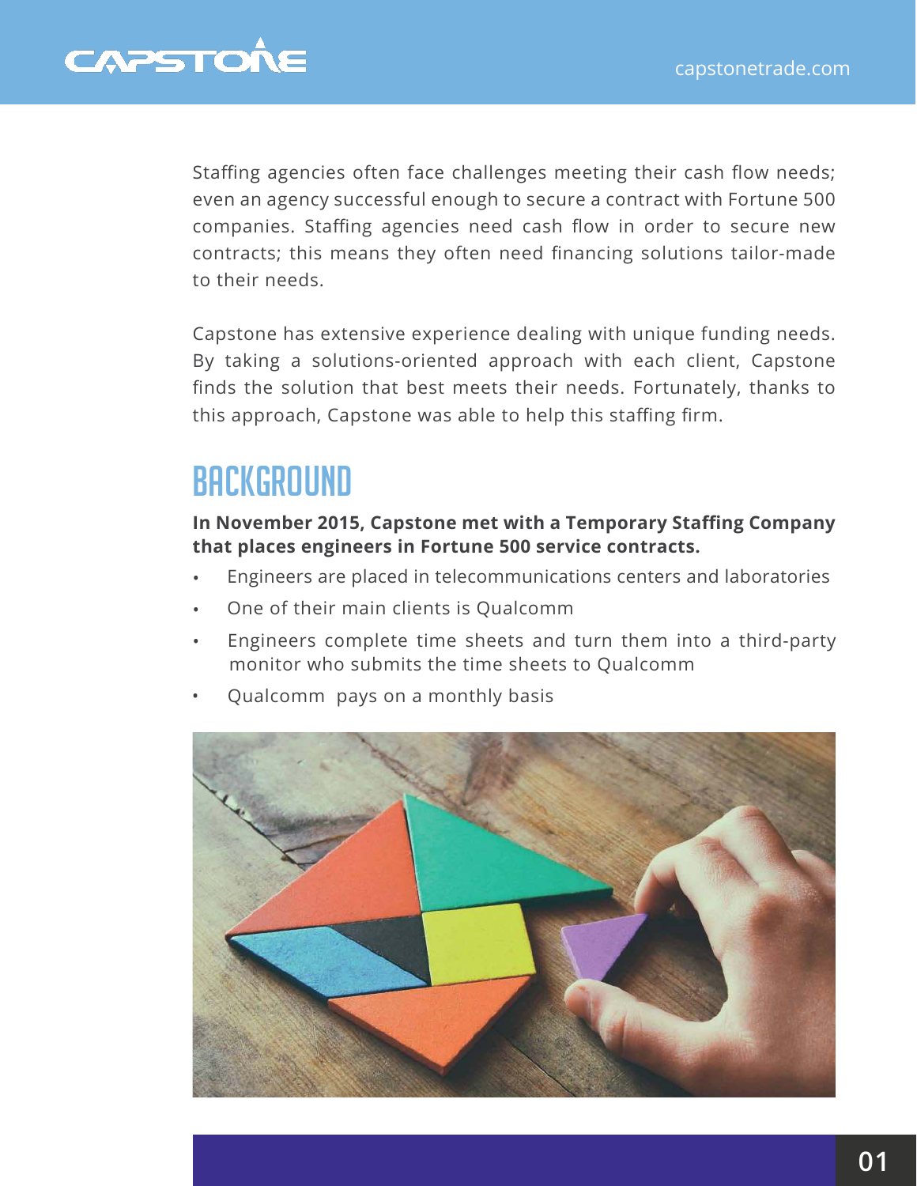Staffing agencies often face challenges meeting their cash flow needs; even an agency successful enough to secure a contract with Fortune 500 companies. Staffing agencies need cash flow in order to secure new contracts; this means they often need financing solutions tailor-made to their needs.

Capstone has extensive experience dealing with unique funding needs. By taking a solutions-oriented approach with each client, Capstone finds the solution that best meets their needs. Fortunately, thanks to this approach, Capstone was able to help this staffing firm.

## BACKGROUND

**In November 2015, Capstone met with a Temporary Staffing Company that places engineers in Fortune 500 service contracts.**

- Engineers are placed in telecommunications centers and laboratories
- One of their main clients is Qualcomm
- Engineers complete time sheets and turn them into a third-party monitor who submits the time sheets to Qualcomm
- Qualcomm pays on a monthly basis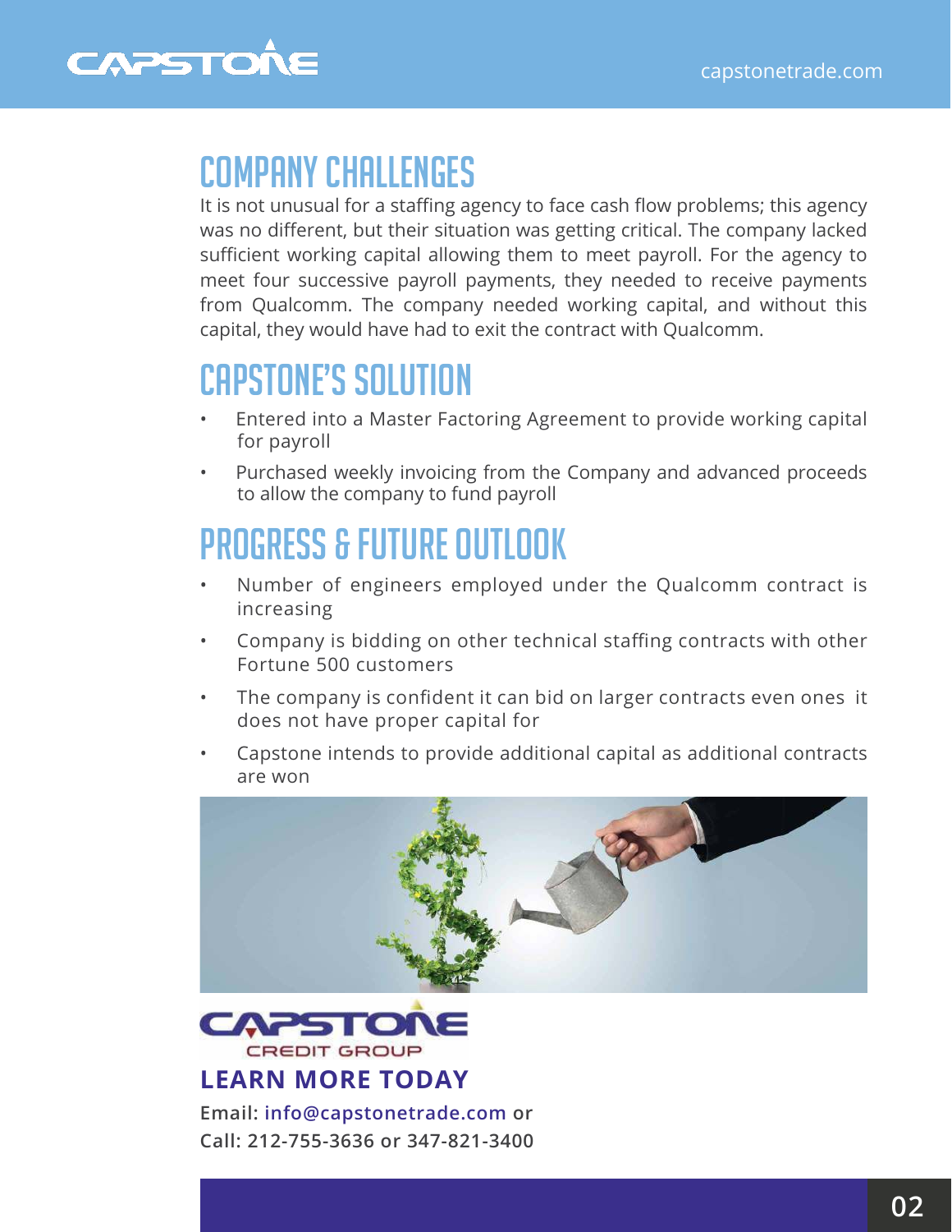## COMPANY CHALLENGES

It is not unusual for a staffing agency to face cash flow problems; this agency was no different, but their situation was getting critical. The company lacked sufficient working capital allowing them to meet payroll. For the agency to meet four successive payroll payments, they needed to receive payments from Qualcomm. The company needed working capital, and without this capital, they would have had to exit the contract with Qualcomm.

## CAPSTONE'S SOLUTION

- Entered into a Master Factoring Agreement to provide working capital for payroll
- Purchased weekly invoicing from the Company and advanced proceeds to allow the company to fund payroll

## PROGRESS & FUTURE OUTLOOK

- Number of engineers employed under the Qualcomm contract is increasing
- Company is bidding on other technical staffing contracts with other Fortune 500 customers
- The company is confident it can bid on larger contracts even ones it does not have proper capital for
- Capstone intends to provide additional capital as additional contracts are won

CAPSTONE CREDIT GROUP

**LEARN MORE TODAY**

**Email: info@capstonetrade.com or**
**Call: 212-755-3636 or 347-821-3400**